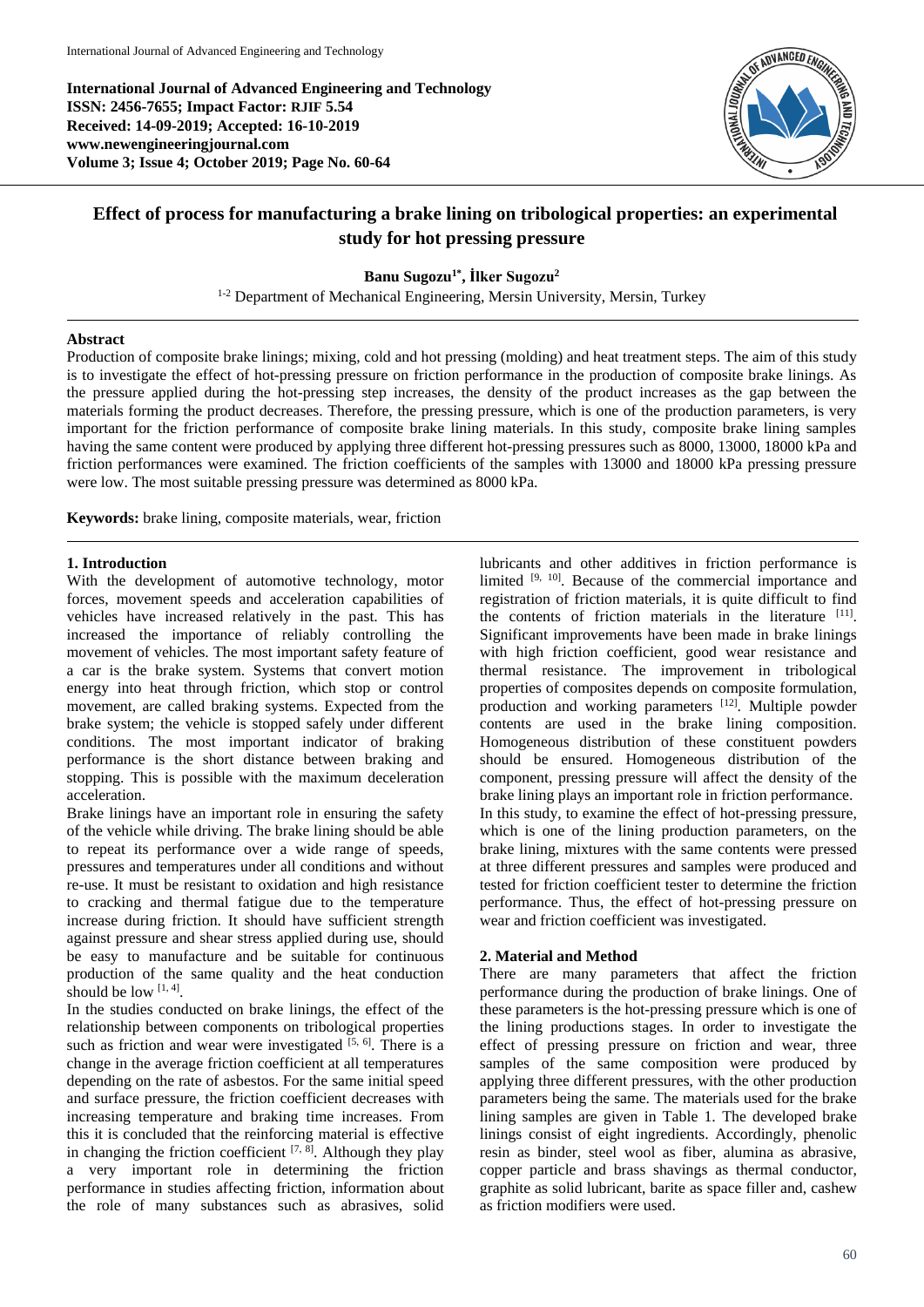**International Journal of Advanced Engineering and Technology**
**ISSN: 2456-7655; Impact Factor: RJIF 5.54**
**Received: 14-09-2019; Accepted: 16-10-2019**
**www.newengineeringjournal.com**
**Volume 3; Issue 4; October 2019; Page No. 60-64**

# Effect of process for manufacturing a brake lining on tribological properties: an experimental study for hot pressing pressure

**Banu Sugozu[1*], İlker Sugozu[2]**

[1-2] Department of Mechanical Engineering, Mersin University, Mersin, Turkey

## Abstract

Production of composite brake linings; mixing, cold and hot pressing (molding) and heat treatment steps. The aim of this study is to investigate the effect of hot-pressing pressure on friction performance in the production of composite brake linings. As the pressure applied during the hot-pressing step increases, the density of the product increases as the gap between the materials forming the product decreases. Therefore, the pressing pressure, which is one of the production parameters, is very important for the friction performance of composite brake lining materials. In this study, composite brake lining samples having the same content were produced by applying three different hot-pressing pressures such as 8000, 13000, 18000 kPa and friction performances were examined. The friction coefficients of the samples with 13000 and 18000 kPa pressing pressure were low. The most suitable pressing pressure was determined as 8000 kPa.

**Keywords:** brake lining, composite materials, wear, friction

## 1. Introduction

With the development of automotive technology, motor forces, movement speeds and acceleration capabilities of vehicles have increased relatively in the past. This has increased the importance of reliably controlling the movement of vehicles. The most important safety feature of a car is the brake system. Systems that convert motion energy into heat through friction, which stop or control movement, are called braking systems. Expected from the brake system; the vehicle is stopped safely under different conditions. The most important indicator of braking performance is the short distance between braking and stopping. This is possible with the maximum deceleration acceleration.

Brake linings have an important role in ensuring the safety of the vehicle while driving. The brake lining should be able to repeat its performance over a wide range of speeds, pressures and temperatures under all conditions and without re-use. It must be resistant to oxidation and high resistance to cracking and thermal fatigue due to the temperature increase during friction. It should have sufficient strength against pressure and shear stress applied during use, should be easy to manufacture and be suitable for continuous production of the same quality and the heat conduction should be low [1, 4].

In the studies conducted on brake linings, the effect of the relationship between components on tribological properties such as friction and wear were investigated [5, 6]. There is a change in the average friction coefficient at all temperatures depending on the rate of asbestos. For the same initial speed and surface pressure, the friction coefficient decreases with increasing temperature and braking time increases. From this it is concluded that the reinforcing material is effective in changing the friction coefficient [7, 8]. Although they play a very important role in determining the friction performance in studies affecting friction, information about the role of many substances such as abrasives, solid lubricants and other additives in friction performance is limited [9, 10]. Because of the commercial importance and registration of friction materials, it is quite difficult to find the contents of friction materials in the literature [11]. Significant improvements have been made in brake linings with high friction coefficient, good wear resistance and thermal resistance. The improvement in tribological properties of composites depends on composite formulation, production and working parameters [12]. Multiple powder contents are used in the brake lining composition. Homogeneous distribution of these constituent powders should be ensured. Homogeneous distribution of the component, pressing pressure will affect the density of the brake lining plays an important role in friction performance.

In this study, to examine the effect of hot-pressing pressure, which is one of the lining production parameters, on the brake lining, mixtures with the same contents were pressed at three different pressures and samples were produced and tested for friction coefficient tester to determine the friction performance. Thus, the effect of hot-pressing pressure on wear and friction coefficient was investigated.

## 2. Material and Method

There are many parameters that affect the friction performance during the production of brake linings. One of these parameters is the hot-pressing pressure which is one of the lining productions stages. In order to investigate the effect of pressing pressure on friction and wear, three samples of the same composition were produced by applying three different pressures, with the other production parameters being the same. The materials used for the brake lining samples are given in Table 1. The developed brake linings consist of eight ingredients. Accordingly, phenolic resin as binder, steel wool as fiber, alumina as abrasive, copper particle and brass shavings as thermal conductor, graphite as solid lubricant, barite as space filler and, cashew as friction modifiers were used.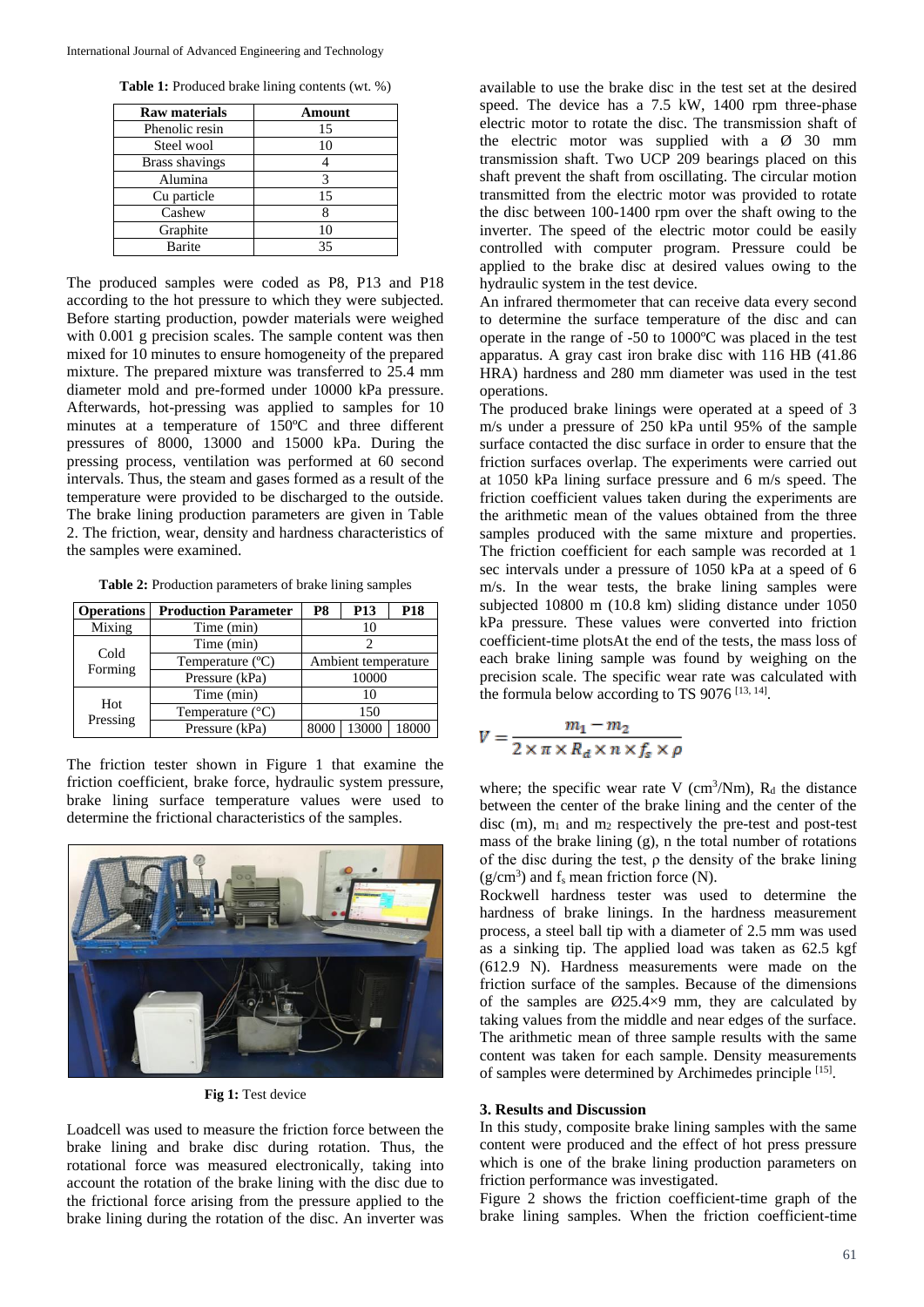**Table 1:** Produced brake lining contents (wt. %)

| Raw materials | Amount |
|---|---|
| Phenolic resin | 15 |
| Steel wool | 10 |
| Brass shavings | 4 |
| Alumina | 3 |
| Cu particle | 15 |
| Cashew | 8 |
| Graphite | 10 |
| Barite | 35 |

The produced samples were coded as P8, P13 and P18 according to the hot pressure to which they were subjected. Before starting production, powder materials were weighed with 0.001 g precision scales. The sample content was then mixed for 10 minutes to ensure homogeneity of the prepared mixture. The prepared mixture was transferred to 25.4 mm diameter mold and pre-formed under 10000 kPa pressure. Afterwards, hot-pressing was applied to samples for 10 minutes at a temperature of 150ºC and three different pressures of 8000, 13000 and 15000 kPa. During the pressing process, ventilation was performed at 60 second intervals. Thus, the steam and gases formed as a result of the temperature were provided to be discharged to the outside. The brake lining production parameters are given in Table 2. The friction, wear, density and hardness characteristics of the samples were examined.

**Table 2:** Production parameters of brake lining samples

| Operations | Production Parameter | P8 | P13 | P18 |
|---|---|---|---|---|
| Mixing | Time (min) | 10 | | |
| Cold Forming | Time (min) | 2 | | |
| | Temperature (ºC) | Ambient temperature | | |
| | Pressure (kPa) | 10000 | | |
| Hot Pressing | Time (min) | 10 | | |
| | Temperature (°C) | 150 | | |
| | Pressure (kPa) | 8000 | 13000 | 18000 |

The friction tester shown in Figure 1 that examine the friction coefficient, brake force, hydraulic system pressure, brake lining surface temperature values were used to determine the frictional characteristics of the samples.

**Fig 1:** Test device

Loadcell was used to measure the friction force between the brake lining and brake disc during rotation. Thus, the rotational force was measured electronically, taking into account the rotation of the brake lining with the disc due to the frictional force arising from the pressure applied to the brake lining during the rotation of the disc. An inverter was available to use the brake disc in the test set at the desired speed. The device has a 7.5 kW, 1400 rpm three-phase electric motor to rotate the disc. The transmission shaft of the electric motor was supplied with a Ø 30 mm transmission shaft. Two UCP 209 bearings placed on this shaft prevent the shaft from oscillating. The circular motion transmitted from the electric motor was provided to rotate the disc between 100-1400 rpm over the shaft owing to the inverter. The speed of the electric motor could be easily controlled with computer program. Pressure could be applied to the brake disc at desired values owing to the hydraulic system in the test device.

An infrared thermometer that can receive data every second to determine the surface temperature of the disc and can operate in the range of -50 to 1000ºC was placed in the test apparatus. A gray cast iron brake disc with 116 HB (41.86 HRA) hardness and 280 mm diameter was used in the test operations.

The produced brake linings were operated at a speed of 3 m/s under a pressure of 250 kPa until 95% of the sample surface contacted the disc surface in order to ensure that the friction surfaces overlap. The experiments were carried out at 1050 kPa lining surface pressure and 6 m/s speed. The friction coefficient values taken during the experiments are the arithmetic mean of the values obtained from the three samples produced with the same mixture and properties. The friction coefficient for each sample was recorded at 1 sec intervals under a pressure of 1050 kPa at a speed of 6 m/s. In the wear tests, the brake lining samples were subjected 10800 m (10.8 km) sliding distance under 1050 kPa pressure. These values were converted into friction coefficient-time plotsAt the end of the tests, the mass loss of each brake lining sample was found by weighing on the precision scale. The specific wear rate was calculated with the formula below according to TS 9076 [13, 14].

$$V = \frac{m_1 - m_2}{2 \times \pi \times R_d \times n \times f_s \times \rho}$$

where; the specific wear rate V ($cm^3$/Nm), $R_d$ the distance between the center of the brake lining and the center of the disc (m), $m_1$ and $m_2$ respectively the pre-test and post-test mass of the brake lining (g), n the total number of rotations of the disc during the test, ρ the density of the brake lining ($g/cm^3$) and $f_s$ mean friction force (N).

Rockwell hardness tester was used to determine the hardness of brake linings. In the hardness measurement process, a steel ball tip with a diameter of 2.5 mm was used as a sinking tip. The applied load was taken as 62.5 kgf (612.9 N). Hardness measurements were made on the friction surface of the samples. Because of the dimensions of the samples are Ø25.4×9 mm, they are calculated by taking values from the middle and near edges of the surface. The arithmetic mean of three sample results with the same content was taken for each sample. Density measurements of samples were determined by Archimedes principle [15].

## 3. Results and Discussion

In this study, composite brake lining samples with the same content were produced and the effect of hot press pressure which is one of the brake lining production parameters on friction performance was investigated.

Figure 2 shows the friction coefficient-time graph of the brake lining samples. When the friction coefficient-time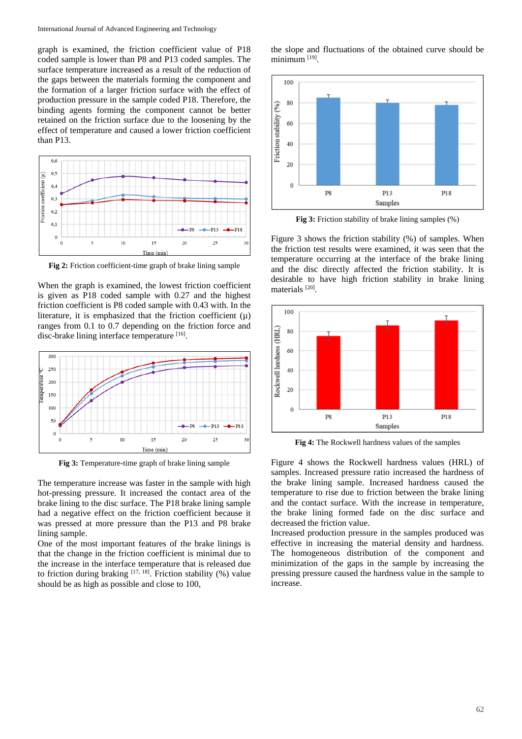graph is examined, the friction coefficient value of P18 coded sample is lower than P8 and P13 coded samples. The surface temperature increased as a result of the reduction of the gaps between the materials forming the component and the formation of a larger friction surface with the effect of production pressure in the sample coded P18. Therefore, the binding agents forming the component cannot be better retained on the friction surface due to the loosening by the effect of temperature and caused a lower friction coefficient than P13.

**Fig 2:** Friction coefficient-time graph of brake lining sample

When the graph is examined, the lowest friction coefficient is given as P18 coded sample with 0.27 and the highest friction coefficient is P8 coded sample with 0.43 with. In the literature, it is emphasized that the friction coefficient (μ) ranges from 0.1 to 0.7 depending on the friction force and disc-brake lining interface temperature [16].

**Fig 3:** Temperature-time graph of brake lining sample

The temperature increase was faster in the sample with high hot-pressing pressure. It increased the contact area of the brake lining to the disc surface. The P18 brake lining sample had a negative effect on the friction coefficient because it was pressed at more pressure than the P13 and P8 brake lining sample.

One of the most important features of the brake linings is that the change in the friction coefficient is minimal due to the increase in the interface temperature that is released due to friction during braking [17, 18]. Friction stability (%) value should be as high as possible and close to 100, the slope and fluctuations of the obtained curve should be minimum [19].

**Fig 3:** Friction stability of brake lining samples (%)

Figure 3 shows the friction stability (%) of samples. When the friction test results were examined, it was seen that the temperature occurring at the interface of the brake lining and the disc directly affected the friction stability. It is desirable to have high friction stability in brake lining materials [20].

**Fig 4:** The Rockwell hardness values of the samples

Figure 4 shows the Rockwell hardness values (HRL) of samples. Increased pressure ratio increased the hardness of the brake lining sample. Increased hardness caused the temperature to rise due to friction between the brake lining and the contact surface. With the increase in temperature, the brake lining formed fade on the disc surface and decreased the friction value.

Increased production pressure in the samples produced was effective in increasing the material density and hardness. The homogeneous distribution of the component and minimization of the gaps in the sample by increasing the pressing pressure caused the hardness value in the sample to increase.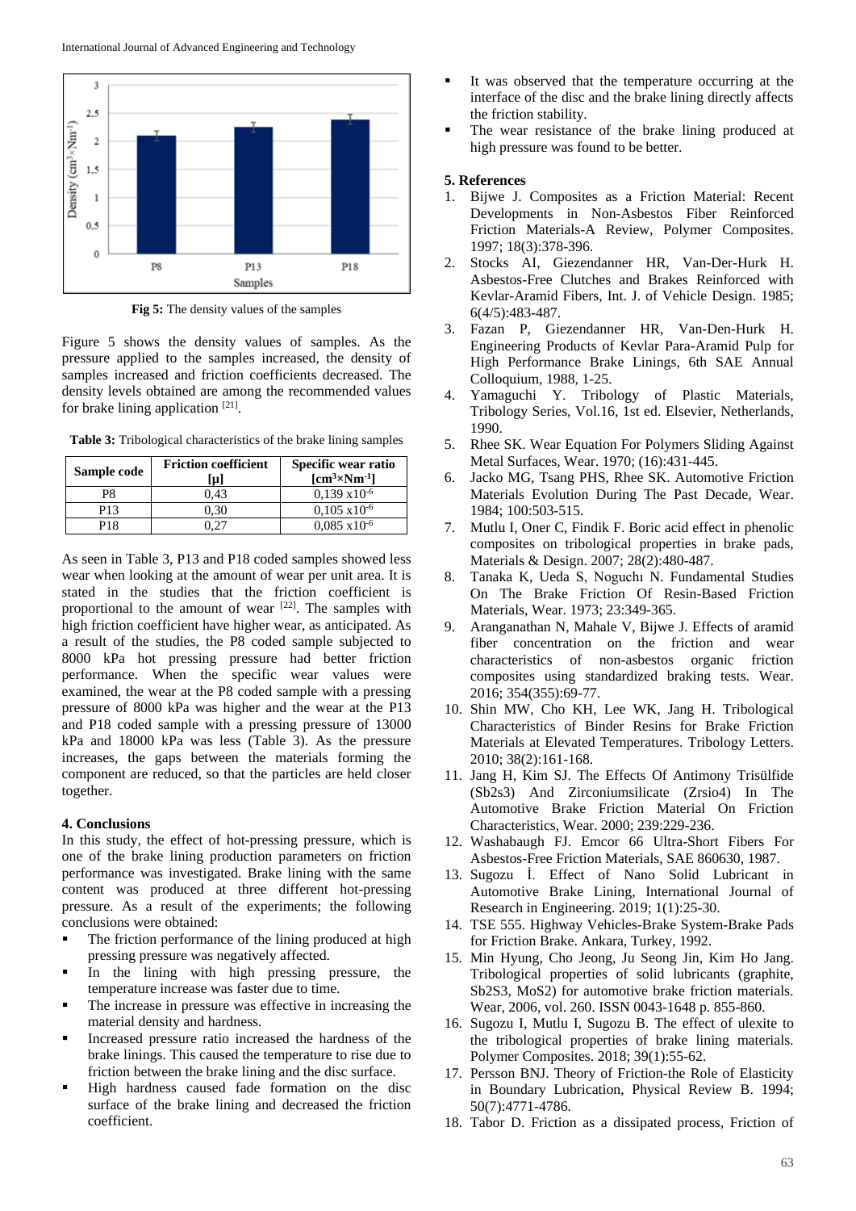Fig 5: The density values of the samples

Figure 5 shows the density values of samples. As the pressure applied to the samples increased, the density of samples increased and friction coefficients decreased. The density levels obtained are among the recommended values for brake lining application [21].

**Table 3:** Tribological characteristics of the brake lining samples

| Sample code | Friction coefficient [μ] | Specific wear ratio [$cm^3 \times Nm^{-1}$] |
|---|---|---|
| P8 | 0,43 | 0,139 x$10^{-6}$ |
| P13 | 0,30 | 0,105 x$10^{-6}$ |
| P18 | 0,27 | 0,085 x$10^{-6}$ |

As seen in Table 3, P13 and P18 coded samples showed less wear when looking at the amount of wear per unit area. It is stated in the studies that the friction coefficient is proportional to the amount of wear [22]. The samples with high friction coefficient have higher wear, as anticipated. As a result of the studies, the P8 coded sample subjected to 8000 kPa hot pressing pressure had better friction performance. When the specific wear values were examined, the wear at the P8 coded sample with a pressing pressure of 8000 kPa was higher and the wear at the P13 and P18 coded sample with a pressing pressure of 13000 kPa and 18000 kPa was less (Table 3). As the pressure increases, the gaps between the materials forming the component are reduced, so that the particles are held closer together.

## 4. Conclusions

In this study, the effect of hot-pressing pressure, which is one of the brake lining production parameters on friction performance was investigated. Brake lining with the same content was produced at three different hot-pressing pressure. As a result of the experiments; the following conclusions were obtained:

- The friction performance of the lining produced at high pressing pressure was negatively affected.
- In the lining with high pressing pressure, the temperature increase was faster due to time.
- The increase in pressure was effective in increasing the material density and hardness.
- Increased pressure ratio increased the hardness of the brake linings. This caused the temperature to rise due to friction between the brake lining and the disc surface.
- High hardness caused fade formation on the disc surface of the brake lining and decreased the friction coefficient.
- It was observed that the temperature occurring at the interface of the disc and the brake lining directly affects the friction stability.
- The wear resistance of the brake lining produced at high pressure was found to be better.

## 5. References

1. Bijwe J. Composites as a Friction Material: Recent Developments in Non-Asbestos Fiber Reinforced Friction Materials-A Review, Polymer Composites. 1997; 18(3):378-396.
2. Stocks AI, Giezendanner HR, Van-Der-Hurk H. Asbestos-Free Clutches and Brakes Reinforced with Kevlar-Aramid Fibers, Int. J. of Vehicle Design. 1985; 6(4/5):483-487.
3. Fazan P, Giezendanner HR, Van-Den-Hurk H. Engineering Products of Kevlar Para-Aramid Pulp for High Performance Brake Linings, 6th SAE Annual Colloquium, 1988, 1-25.
4. Yamaguchi Y. Tribology of Plastic Materials, Tribology Series, Vol.16, 1st ed. Elsevier, Netherlands, 1990.
5. Rhee SK. Wear Equation For Polymers Sliding Against Metal Surfaces, Wear. 1970; (16):431-445.
6. Jacko MG, Tsang PHS, Rhee SK. Automotive Friction Materials Evolution During The Past Decade, Wear. 1984; 100:503-515.
7. Mutlu I, Oner C, Findik F. Boric acid effect in phenolic composites on tribological properties in brake pads, Materials & Design. 2007; 28(2):480-487.
8. Tanaka K, Ueda S, Noguchı N. Fundamental Studies On The Brake Friction Of Resin-Based Friction Materials, Wear. 1973; 23:349-365.
9. Aranganathan N, Mahale V, Bijwe J. Effects of aramid fiber concentration on the friction and wear characteristics of non-asbestos organic friction composites using standardized braking tests. Wear. 2016; 354(355):69-77.
10. Shin MW, Cho KH, Lee WK, Jang H. Tribological Characteristics of Binder Resins for Brake Friction Materials at Elevated Temperatures. Tribology Letters. 2010; 38(2):161-168.
11. Jang H, Kim SJ. The Effects Of Antimony Trisülfide (Sb2s3) And Zirconiumsilicate (Zrsio4) In The Automotive Brake Friction Material On Friction Characteristics, Wear. 2000; 239:229-236.
12. Washabaugh FJ. Emcor 66 Ultra-Short Fibers For Asbestos-Free Friction Materials, SAE 860630, 1987.
13. Sugozu İ. Effect of Nano Solid Lubricant in Automotive Brake Lining, International Journal of Research in Engineering. 2019; 1(1):25-30.
14. TSE 555. Highway Vehicles-Brake System-Brake Pads for Friction Brake. Ankara, Turkey, 1992.
15. Min Hyung, Cho Jeong, Ju Seong Jin, Kim Ho Jang. Tribological properties of solid lubricants (graphite, Sb2S3, MoS2) for automotive brake friction materials. Wear, 2006, vol. 260. ISSN 0043-1648 p. 855-860.
16. Sugozu I, Mutlu I, Sugozu B. The effect of ulexite to the tribological properties of brake lining materials. Polymer Composites. 2018; 39(1):55-62.
17. Persson BNJ. Theory of Friction-the Role of Elasticity in Boundary Lubrication, Physical Review B. 1994; 50(7):4771-4786.
18. Tabor D. Friction as a dissipated process, Friction of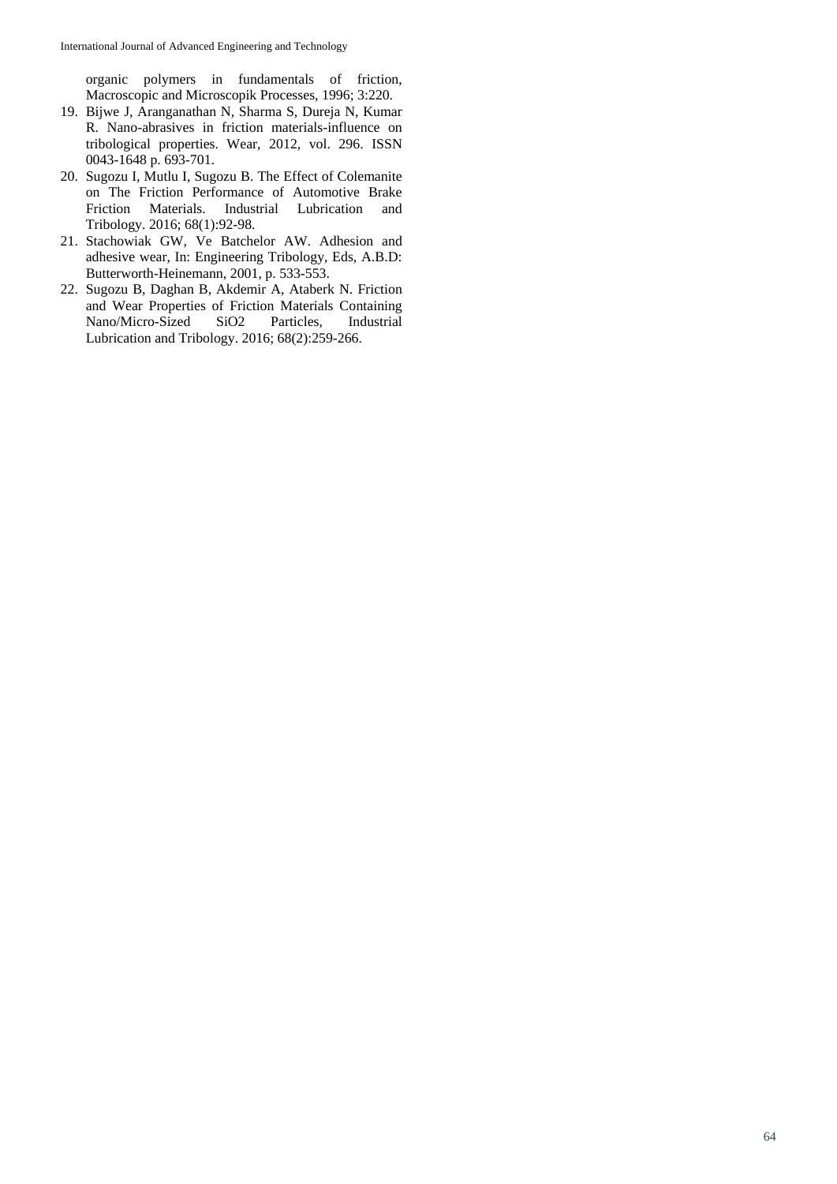organic polymers in fundamentals of friction, Macroscopic and Microscopik Processes, 1996; 3:220.

19. Bijwe J, Aranganathan N, Sharma S, Dureja N, Kumar R. Nano-abrasives in friction materials-influence on tribological properties. Wear, 2012, vol. 296. ISSN 0043-1648 p. 693-701.
20. Sugozu I, Mutlu I, Sugozu B. The Effect of Colemanite on The Friction Performance of Automotive Brake Friction Materials. Industrial Lubrication and Tribology. 2016; 68(1):92-98.
21. Stachowiak GW, Ve Batchelor AW. Adhesion and adhesive wear, In: Engineering Tribology, Eds, A.B.D: Butterworth-Heinemann, 2001, p. 533-553.
22. Sugozu B, Daghan B, Akdemir A, Ataberk N. Friction and Wear Properties of Friction Materials Containing Nano/Micro-Sized SiO2 Particles, Industrial Lubrication and Tribology. 2016; 68(2):259-266.